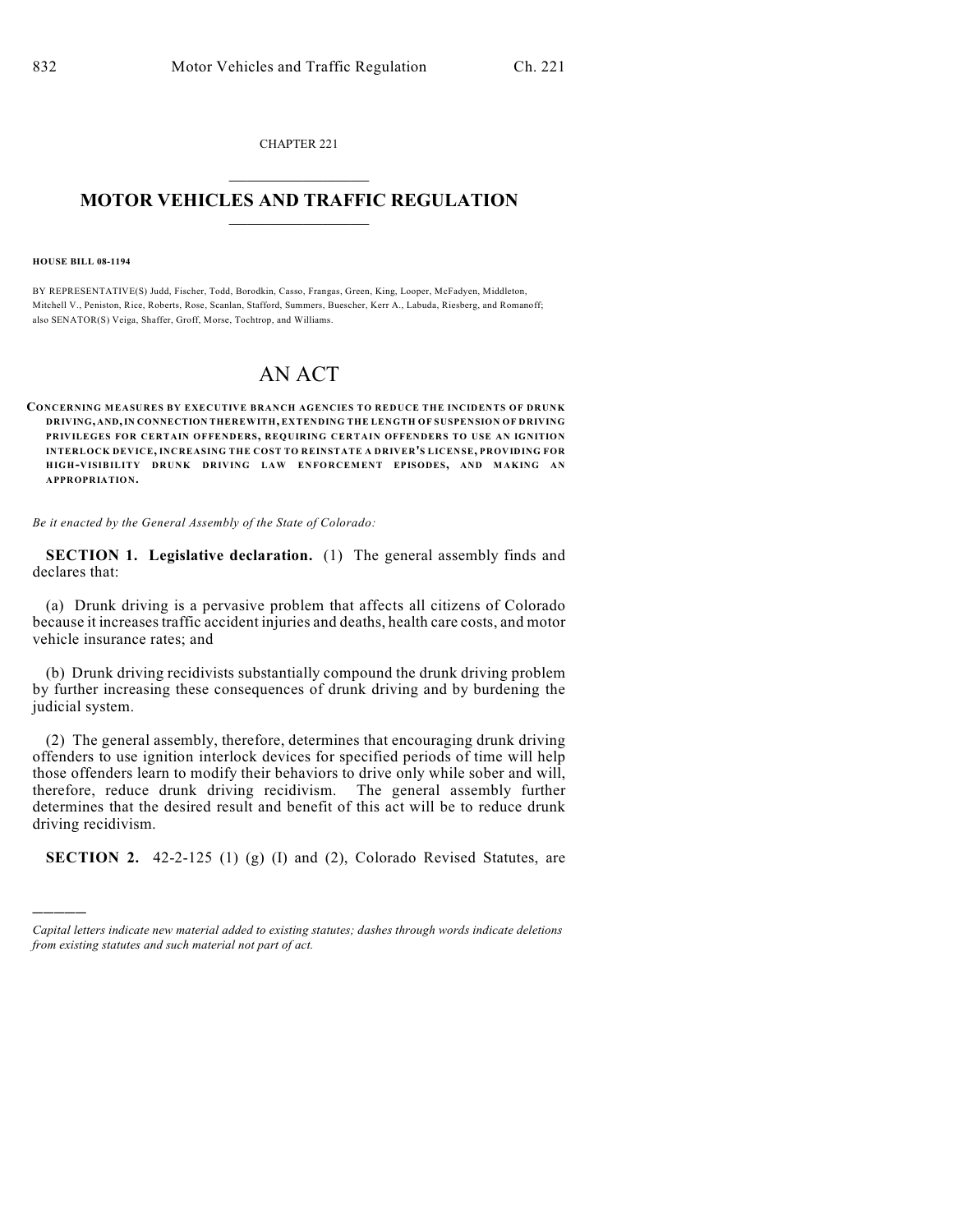CHAPTER 221

# MOTOR VEHICLES AND TRAFFIC REGULATION

**HOUSE BILL 08-1194**

BY REPRESENTATIVE(S) Judd, Fischer, Todd, Borodkin, Casso, Frangas, Green, King, Looper, McFadyen, Middleton, Mitchell V., Peniston, Rice, Roberts, Rose, Scanlan, Stafford, Summers, Buescher, Kerr A., Labuda, Riesberg, and Romanoff; also SENATOR(S) Veiga, Shaffer, Groff, Morse, Tochtrop, and Williams.

# AN ACT

**CONCERNING MEASURES BY EXECUTIVE BRANCH AGENCIES TO REDUCE THE INCIDENTS OF DRUNK DRIVING, AND, IN CONNECTION THEREWITH, EXTENDING THE LENGTH OF SUSPENSION OF DRIVING PRIVILEGES FOR CERTAIN OFFENDERS, REQUIRING CERTAIN OFFENDERS TO USE AN IGNITION INTERLOCK DEVICE, INCREASING THE COST TO REINSTATE A DRIVER'S LICENSE, PROVIDING FOR HIGH-VISIBILITY DRUNK DRIVING LAW ENFORCEMENT EPISODES, AND MAKING AN APPROPRIATION.**

*Be it enacted by the General Assembly of the State of Colorado:*

**SECTION 1. Legislative declaration.** (1) The general assembly finds and declares that:

(a) Drunk driving is a pervasive problem that affects all citizens of Colorado because it increases traffic accident injuries and deaths, health care costs, and motor vehicle insurance rates; and

(b) Drunk driving recidivists substantially compound the drunk driving problem by further increasing these consequences of drunk driving and by burdening the judicial system.

(2) The general assembly, therefore, determines that encouraging drunk driving offenders to use ignition interlock devices for specified periods of time will help those offenders learn to modify their behaviors to drive only while sober and will, therefore, reduce drunk driving recidivism. The general assembly further determines that the desired result and benefit of this act will be to reduce drunk driving recidivism.

**SECTION 2.** 42-2-125 (1) (g) (I) and (2), Colorado Revised Statutes, are

---

*Capital letters indicate new material added to existing statutes; dashes through words indicate deletions from existing statutes and such material not part of act.*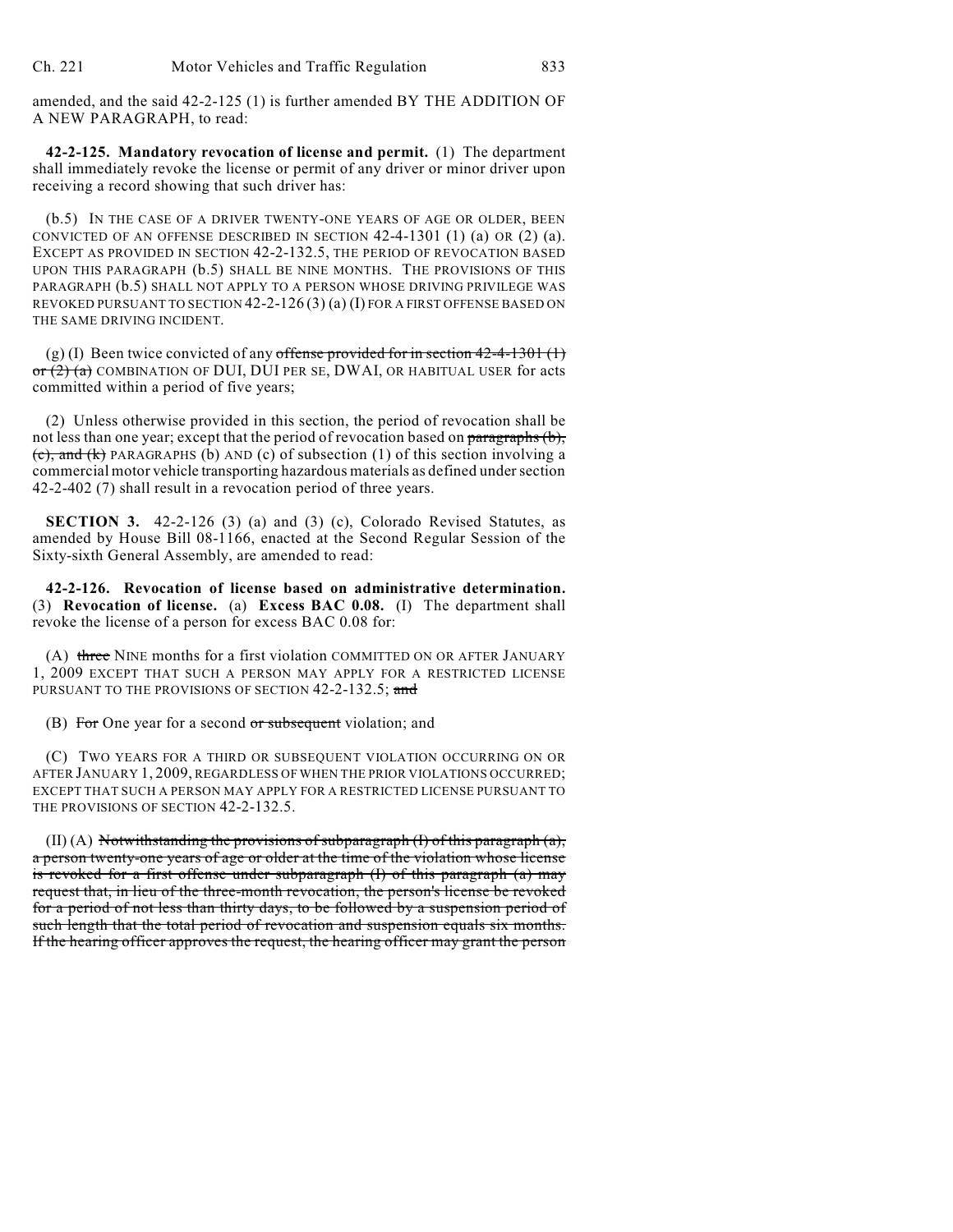amended, and the said 42-2-125 (1) is further amended BY THE ADDITION OF A NEW PARAGRAPH, to read:

**42-2-125. Mandatory revocation of license and permit.** (1) The department shall immediately revoke the license or permit of any driver or minor driver upon receiving a record showing that such driver has:

(b.5) IN THE CASE OF A DRIVER TWENTY-ONE YEARS OF AGE OR OLDER, BEEN CONVICTED OF AN OFFENSE DESCRIBED IN SECTION 42-4-1301 (1) (a) OR (2) (a). EXCEPT AS PROVIDED IN SECTION 42-2-132.5, THE PERIOD OF REVOCATION BASED UPON THIS PARAGRAPH (b.5) SHALL BE NINE MONTHS. THE PROVISIONS OF THIS PARAGRAPH (b.5) SHALL NOT APPLY TO A PERSON WHOSE DRIVING PRIVILEGE WAS REVOKED PURSUANT TO SECTION 42-2-126 (3) (a) (I) FOR A FIRST OFFENSE BASED ON THE SAME DRIVING INCIDENT.

(g) (I) Been twice convicted of any ~~offense provided for in section 42-4-1301 (1) or (2) (a)~~ COMBINATION OF DUI, DUI PER SE, DWAI, OR HABITUAL USER for acts committed within a period of five years;

(2) Unless otherwise provided in this section, the period of revocation shall be not less than one year; except that the period of revocation based on ~~paragraphs (b), (c), and (k)~~ PARAGRAPHS (b) AND (c) of subsection (1) of this section involving a commercial motor vehicle transporting hazardous materials as defined under section 42-2-402 (7) shall result in a revocation period of three years.

**SECTION 3.** 42-2-126 (3) (a) and (3) (c), Colorado Revised Statutes, as amended by House Bill 08-1166, enacted at the Second Regular Session of the Sixty-sixth General Assembly, are amended to read:

**42-2-126. Revocation of license based on administrative determination.** (3) **Revocation of license.** (a) **Excess BAC 0.08.** (I) The department shall revoke the license of a person for excess BAC 0.08 for:

(A) ~~three~~ NINE months for a first violation COMMITTED ON OR AFTER JANUARY 1, 2009 EXCEPT THAT SUCH A PERSON MAY APPLY FOR A RESTRICTED LICENSE PURSUANT TO THE PROVISIONS OF SECTION 42-2-132.5; ~~and~~

(B) ~~For~~ One year for a second ~~or subsequent~~ violation; and

(C) TWO YEARS FOR A THIRD OR SUBSEQUENT VIOLATION OCCURRING ON OR AFTER JANUARY 1, 2009, REGARDLESS OF WHEN THE PRIOR VIOLATIONS OCCURRED; EXCEPT THAT SUCH A PERSON MAY APPLY FOR A RESTRICTED LICENSE PURSUANT TO THE PROVISIONS OF SECTION 42-2-132.5.

(II) (A) ~~Notwithstanding the provisions of subparagraph (I) of this paragraph (a), a person twenty-one years of age or older at the time of the violation whose license is revoked for a first offense under subparagraph (I) of this paragraph (a) may request that, in lieu of the three-month revocation, the person's license be revoked for a period of not less than thirty days, to be followed by a suspension period of such length that the total period of revocation and suspension equals six months. If the hearing officer approves the request, the hearing officer may grant the person~~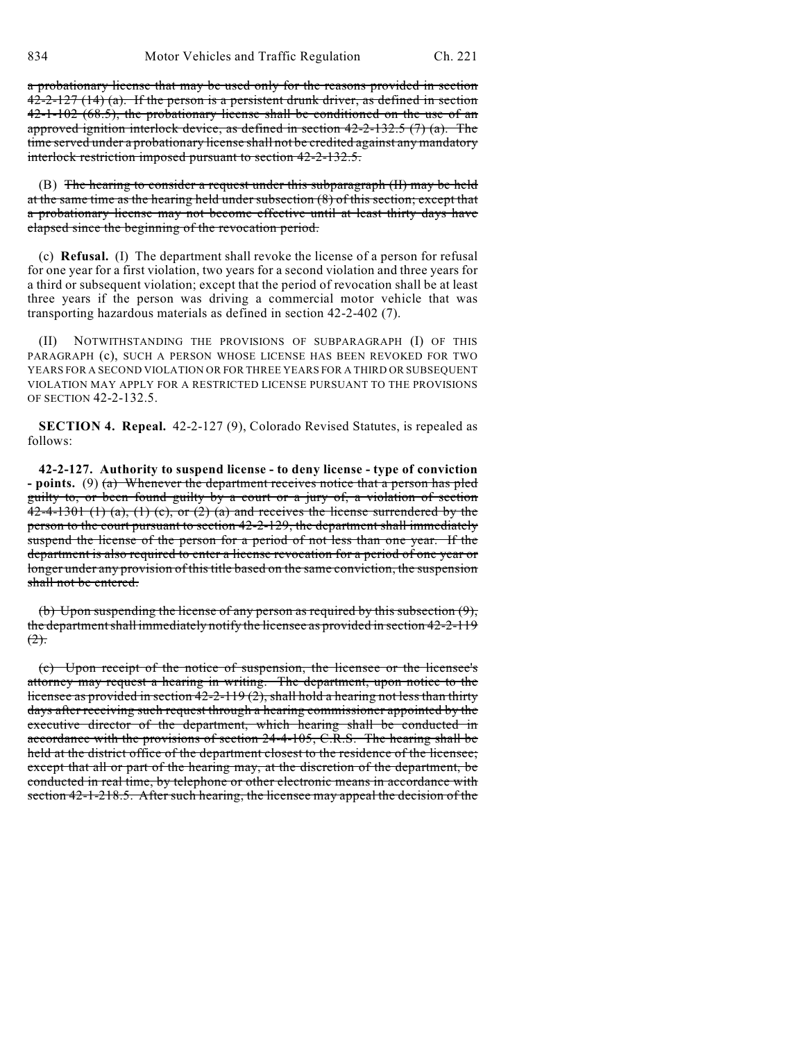~~a probationary license that may be used only for the reasons provided in section 42-2-127 (14) (a). If the person is a persistent drunk driver, as defined in section 42-1-102 (68.5), the probationary license shall be conditioned on the use of an approved ignition interlock device, as defined in section 42-2-132.5 (7) (a). The time served under a probationary license shall not be credited against any mandatory interlock restriction imposed pursuant to section 42-2-132.5.~~

(B) ~~The hearing to consider a request under this subparagraph (II) may be held at the same time as the hearing held under subsection (8) of this section; except that a probationary license may not become effective until at least thirty days have elapsed since the beginning of the revocation period.~~

(c) **Refusal.** (I) The department shall revoke the license of a person for refusal for one year for a first violation, two years for a second violation and three years for a third or subsequent violation; except that the period of revocation shall be at least three years if the person was driving a commercial motor vehicle that was transporting hazardous materials as defined in section 42-2-402 (7).

(II) NOTWITHSTANDING THE PROVISIONS OF SUBPARAGRAPH (I) OF THIS PARAGRAPH (c), SUCH A PERSON WHOSE LICENSE HAS BEEN REVOKED FOR TWO YEARS FOR A SECOND VIOLATION OR FOR THREE YEARS FOR A THIRD OR SUBSEQUENT VIOLATION MAY APPLY FOR A RESTRICTED LICENSE PURSUANT TO THE PROVISIONS OF SECTION 42-2-132.5.

**SECTION 4. Repeal.** 42-2-127 (9), Colorado Revised Statutes, is repealed as follows:

**42-2-127. Authority to suspend license - to deny license - type of conviction - points.** (9) ~~(a) Whenever the department receives notice that a person has pled guilty to, or been found guilty by a court or a jury of, a violation of section 42-4-1301 (1) (a), (1) (c), or (2) (a) and receives the license surrendered by the person to the court pursuant to section 42-2-129, the department shall immediately suspend the license of the person for a period of not less than one year. If the department is also required to enter a license revocation for a period of one year or longer under any provision of this title based on the same conviction, the suspension shall not be entered.~~

~~(b) Upon suspending the license of any person as required by this subsection (9), the department shall immediately notify the licensee as provided in section 42-2-119 (2).~~

~~(c) Upon receipt of the notice of suspension, the licensee or the licensee's attorney may request a hearing in writing. The department, upon notice to the licensee as provided in section 42-2-119 (2), shall hold a hearing not less than thirty days after receiving such request through a hearing commissioner appointed by the executive director of the department, which hearing shall be conducted in accordance with the provisions of section 24-4-105, C.R.S. The hearing shall be held at the district office of the department closest to the residence of the licensee; except that all or part of the hearing may, at the discretion of the department, be conducted in real time, by telephone or other electronic means in accordance with section 42-1-218.5. After such hearing, the licensee may appeal the decision of the~~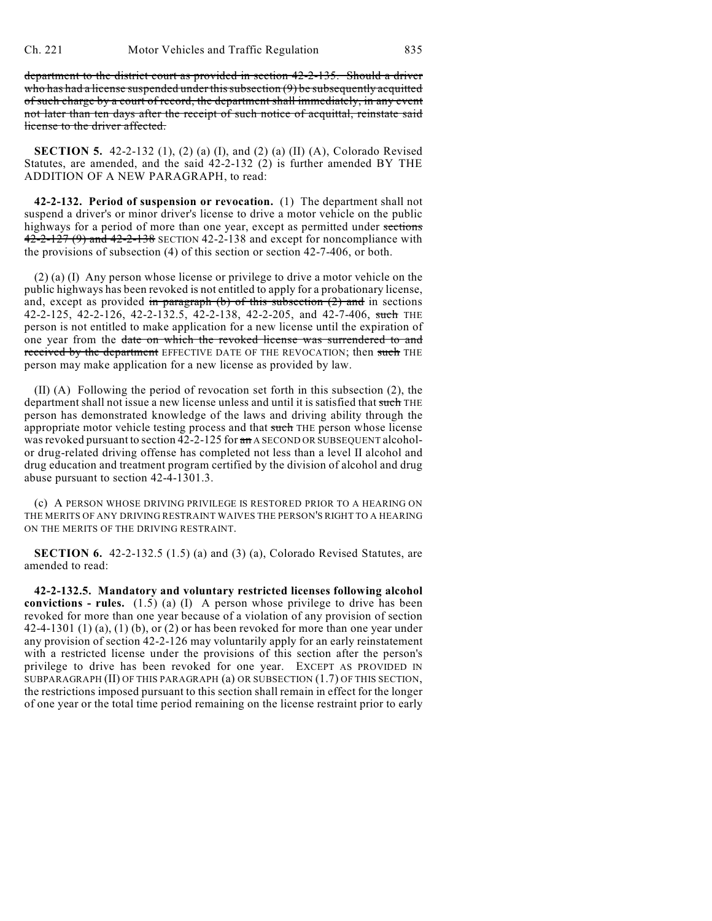~~department to the district court as provided in section 42-2-135. Should a driver who has had a license suspended under this subsection (9) be subsequently acquitted of such charge by a court of record, the department shall immediately, in any event not later than ten days after the receipt of such notice of acquittal, reinstate said license to the driver affected.~~

**SECTION 5.** 42-2-132 (1), (2) (a) (I), and (2) (a) (II) (A), Colorado Revised Statutes, are amended, and the said 42-2-132 (2) is further amended BY THE ADDITION OF A NEW PARAGRAPH, to read:

**42-2-132. Period of suspension or revocation.** (1) The department shall not suspend a driver's or minor driver's license to drive a motor vehicle on the public highways for a period of more than one year, except as permitted under ~~sections 42-2-127 (9) and 42-2-138~~ SECTION 42-2-138 and except for noncompliance with the provisions of subsection (4) of this section or section 42-7-406, or both.

(2) (a) (I) Any person whose license or privilege to drive a motor vehicle on the public highways has been revoked is not entitled to apply for a probationary license, and, except as provided ~~in paragraph (b) of this subsection (2) and~~ in sections 42-2-125, 42-2-126, 42-2-132.5, 42-2-138, 42-2-205, and 42-7-406, ~~such~~ THE person is not entitled to make application for a new license until the expiration of one year from the ~~date on which the revoked license was surrendered to and received by the department~~ EFFECTIVE DATE OF THE REVOCATION; then ~~such~~ THE person may make application for a new license as provided by law.

(II) (A) Following the period of revocation set forth in this subsection (2), the department shall not issue a new license unless and until it is satisfied that ~~such~~ THE person has demonstrated knowledge of the laws and driving ability through the appropriate motor vehicle testing process and that ~~such~~ THE person whose license was revoked pursuant to section 42-2-125 for ~~an~~ A SECOND OR SUBSEQUENT alcohol- or drug-related driving offense has completed not less than a level II alcohol and drug education and treatment program certified by the division of alcohol and drug abuse pursuant to section 42-4-1301.3.

(c) A PERSON WHOSE DRIVING PRIVILEGE IS RESTORED PRIOR TO A HEARING ON THE MERITS OF ANY DRIVING RESTRAINT WAIVES THE PERSON'S RIGHT TO A HEARING ON THE MERITS OF THE DRIVING RESTRAINT.

**SECTION 6.** 42-2-132.5 (1.5) (a) and (3) (a), Colorado Revised Statutes, are amended to read:

**42-2-132.5. Mandatory and voluntary restricted licenses following alcohol convictions - rules.** (1.5) (a) (I) A person whose privilege to drive has been revoked for more than one year because of a violation of any provision of section 42-4-1301 (1) (a), (1) (b), or (2) or has been revoked for more than one year under any provision of section 42-2-126 may voluntarily apply for an early reinstatement with a restricted license under the provisions of this section after the person's privilege to drive has been revoked for one year. EXCEPT AS PROVIDED IN SUBPARAGRAPH (II) OF THIS PARAGRAPH (a) OR SUBSECTION (1.7) OF THIS SECTION, the restrictions imposed pursuant to this section shall remain in effect for the longer of one year or the total time period remaining on the license restraint prior to early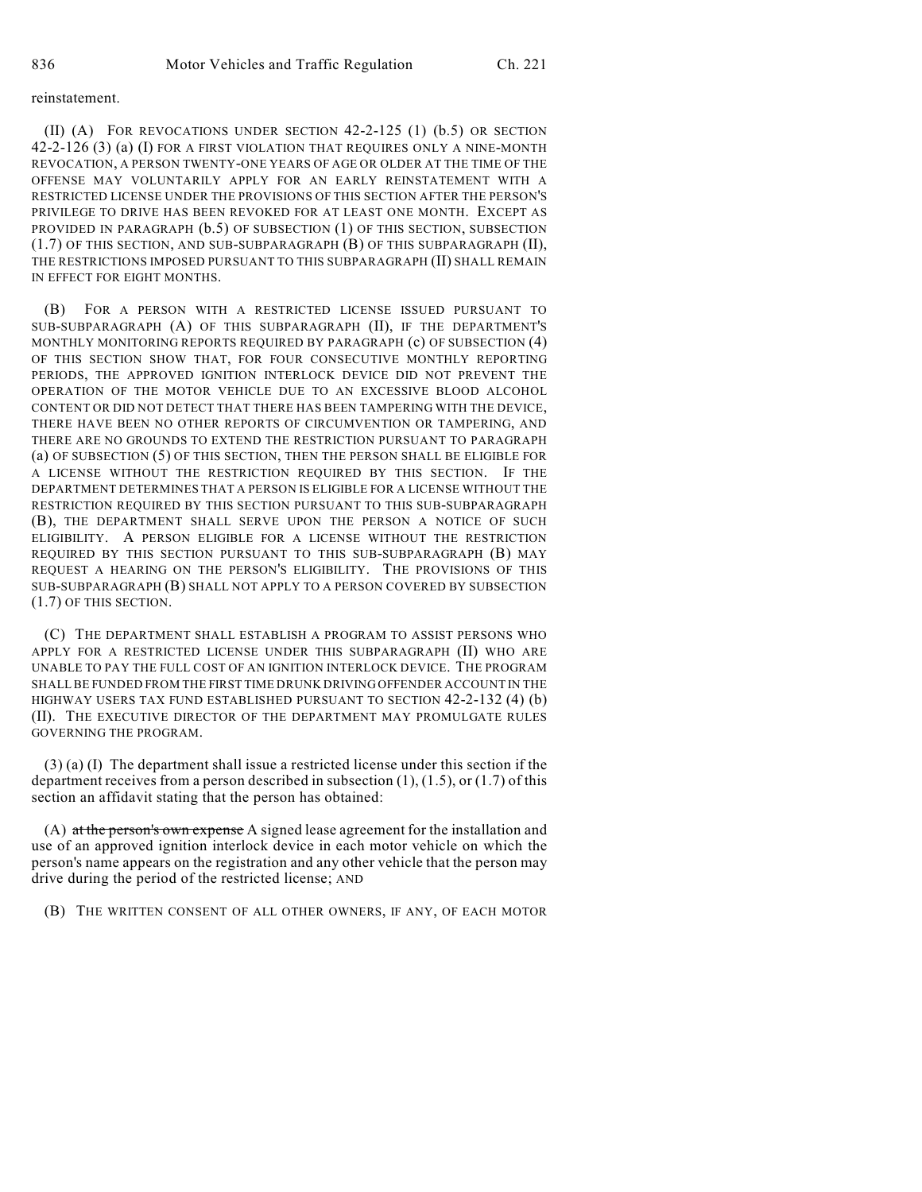reinstatement.

(II) (A) FOR REVOCATIONS UNDER SECTION 42-2-125 (1) (b.5) OR SECTION 42-2-126 (3) (a) (I) FOR A FIRST VIOLATION THAT REQUIRES ONLY A NINE-MONTH REVOCATION, A PERSON TWENTY-ONE YEARS OF AGE OR OLDER AT THE TIME OF THE OFFENSE MAY VOLUNTARILY APPLY FOR AN EARLY REINSTATEMENT WITH A RESTRICTED LICENSE UNDER THE PROVISIONS OF THIS SECTION AFTER THE PERSON'S PRIVILEGE TO DRIVE HAS BEEN REVOKED FOR AT LEAST ONE MONTH. EXCEPT AS PROVIDED IN PARAGRAPH (b.5) OF SUBSECTION (1) OF THIS SECTION, SUBSECTION (1.7) OF THIS SECTION, AND SUB-SUBPARAGRAPH (B) OF THIS SUBPARAGRAPH (II), THE RESTRICTIONS IMPOSED PURSUANT TO THIS SUBPARAGRAPH (II) SHALL REMAIN IN EFFECT FOR EIGHT MONTHS.

(B) FOR A PERSON WITH A RESTRICTED LICENSE ISSUED PURSUANT TO SUB-SUBPARAGRAPH (A) OF THIS SUBPARAGRAPH (II), IF THE DEPARTMENT'S MONTHLY MONITORING REPORTS REQUIRED BY PARAGRAPH (c) OF SUBSECTION (4) OF THIS SECTION SHOW THAT, FOR FOUR CONSECUTIVE MONTHLY REPORTING PERIODS, THE APPROVED IGNITION INTERLOCK DEVICE DID NOT PREVENT THE OPERATION OF THE MOTOR VEHICLE DUE TO AN EXCESSIVE BLOOD ALCOHOL CONTENT OR DID NOT DETECT THAT THERE HAS BEEN TAMPERING WITH THE DEVICE, THERE HAVE BEEN NO OTHER REPORTS OF CIRCUMVENTION OR TAMPERING, AND THERE ARE NO GROUNDS TO EXTEND THE RESTRICTION PURSUANT TO PARAGRAPH (a) OF SUBSECTION (5) OF THIS SECTION, THEN THE PERSON SHALL BE ELIGIBLE FOR A LICENSE WITHOUT THE RESTRICTION REQUIRED BY THIS SECTION. IF THE DEPARTMENT DETERMINES THAT A PERSON IS ELIGIBLE FOR A LICENSE WITHOUT THE RESTRICTION REQUIRED BY THIS SECTION PURSUANT TO THIS SUB-SUBPARAGRAPH (B), THE DEPARTMENT SHALL SERVE UPON THE PERSON A NOTICE OF SUCH ELIGIBILITY. A PERSON ELIGIBLE FOR A LICENSE WITHOUT THE RESTRICTION REQUIRED BY THIS SECTION PURSUANT TO THIS SUB-SUBPARAGRAPH (B) MAY REQUEST A HEARING ON THE PERSON'S ELIGIBILITY. THE PROVISIONS OF THIS SUB-SUBPARAGRAPH (B) SHALL NOT APPLY TO A PERSON COVERED BY SUBSECTION (1.7) OF THIS SECTION.

(C) THE DEPARTMENT SHALL ESTABLISH A PROGRAM TO ASSIST PERSONS WHO APPLY FOR A RESTRICTED LICENSE UNDER THIS SUBPARAGRAPH (II) WHO ARE UNABLE TO PAY THE FULL COST OF AN IGNITION INTERLOCK DEVICE. THE PROGRAM SHALL BE FUNDED FROM THE FIRST TIME DRUNK DRIVING OFFENDER ACCOUNT IN THE HIGHWAY USERS TAX FUND ESTABLISHED PURSUANT TO SECTION 42-2-132 (4) (b) (II). THE EXECUTIVE DIRECTOR OF THE DEPARTMENT MAY PROMULGATE RULES GOVERNING THE PROGRAM.

(3) (a) (I) The department shall issue a restricted license under this section if the department receives from a person described in subsection (1), (1.5), or (1.7) of this section an affidavit stating that the person has obtained:

(A) ~~at the person's own expense~~ A signed lease agreement for the installation and use of an approved ignition interlock device in each motor vehicle on which the person's name appears on the registration and any other vehicle that the person may drive during the period of the restricted license; AND

(B) THE WRITTEN CONSENT OF ALL OTHER OWNERS, IF ANY, OF EACH MOTOR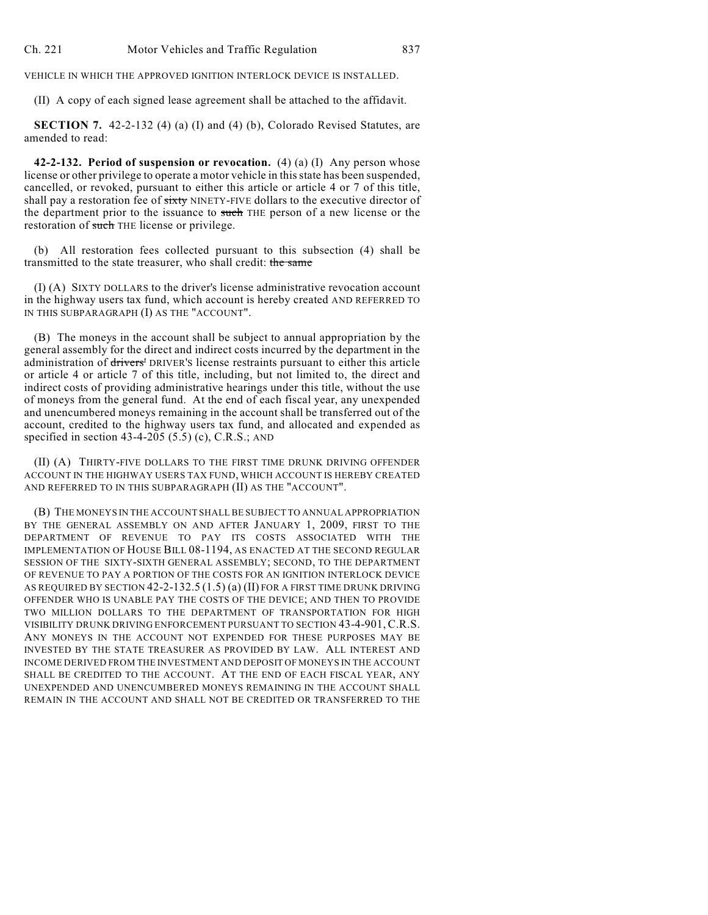VEHICLE IN WHICH THE APPROVED IGNITION INTERLOCK DEVICE IS INSTALLED.

(II) A copy of each signed lease agreement shall be attached to the affidavit.

**SECTION 7.** 42-2-132 (4) (a) (I) and (4) (b), Colorado Revised Statutes, are amended to read:

**42-2-132. Period of suspension or revocation.** (4) (a) (I) Any person whose license or other privilege to operate a motor vehicle in this state has been suspended, cancelled, or revoked, pursuant to either this article or article 4 or 7 of this title, shall pay a restoration fee of ~~sixty~~ NINETY-FIVE dollars to the executive director of the department prior to the issuance to ~~such~~ THE person of a new license or the restoration of ~~such~~ THE license or privilege.

(b) All restoration fees collected pursuant to this subsection (4) shall be transmitted to the state treasurer, who shall credit: ~~the same~~

(I) (A) SIXTY DOLLARS to the driver's license administrative revocation account in the highway users tax fund, which account is hereby created AND REFERRED TO IN THIS SUBPARAGRAPH (I) AS THE "ACCOUNT".

(B) The moneys in the account shall be subject to annual appropriation by the general assembly for the direct and indirect costs incurred by the department in the administration of ~~drivers'~~ DRIVER'S license restraints pursuant to either this article or article 4 or article 7 of this title, including, but not limited to, the direct and indirect costs of providing administrative hearings under this title, without the use of moneys from the general fund. At the end of each fiscal year, any unexpended and unencumbered moneys remaining in the account shall be transferred out of the account, credited to the highway users tax fund, and allocated and expended as specified in section 43-4-205 (5.5) (c), C.R.S.; AND

(II) (A) THIRTY-FIVE DOLLARS TO THE FIRST TIME DRUNK DRIVING OFFENDER ACCOUNT IN THE HIGHWAY USERS TAX FUND, WHICH ACCOUNT IS HEREBY CREATED AND REFERRED TO IN THIS SUBPARAGRAPH (II) AS THE "ACCOUNT".

(B) THE MONEYS IN THE ACCOUNT SHALL BE SUBJECT TO ANNUAL APPROPRIATION BY THE GENERAL ASSEMBLY ON AND AFTER JANUARY 1, 2009, FIRST TO THE DEPARTMENT OF REVENUE TO PAY ITS COSTS ASSOCIATED WITH THE IMPLEMENTATION OF HOUSE BILL 08-1194, AS ENACTED AT THE SECOND REGULAR SESSION OF THE SIXTY-SIXTH GENERAL ASSEMBLY; SECOND, TO THE DEPARTMENT OF REVENUE TO PAY A PORTION OF THE COSTS FOR AN IGNITION INTERLOCK DEVICE AS REQUIRED BY SECTION 42-2-132.5 (1.5) (a) (II) FOR A FIRST TIME DRUNK DRIVING OFFENDER WHO IS UNABLE PAY THE COSTS OF THE DEVICE; AND THEN TO PROVIDE TWO MILLION DOLLARS TO THE DEPARTMENT OF TRANSPORTATION FOR HIGH VISIBILITY DRUNK DRIVING ENFORCEMENT PURSUANT TO SECTION 43-4-901, C.R.S. ANY MONEYS IN THE ACCOUNT NOT EXPENDED FOR THESE PURPOSES MAY BE INVESTED BY THE STATE TREASURER AS PROVIDED BY LAW. ALL INTEREST AND INCOME DERIVED FROM THE INVESTMENT AND DEPOSIT OF MONEYS IN THE ACCOUNT SHALL BE CREDITED TO THE ACCOUNT. AT THE END OF EACH FISCAL YEAR, ANY UNEXPENDED AND UNENCUMBERED MONEYS REMAINING IN THE ACCOUNT SHALL REMAIN IN THE ACCOUNT AND SHALL NOT BE CREDITED OR TRANSFERRED TO THE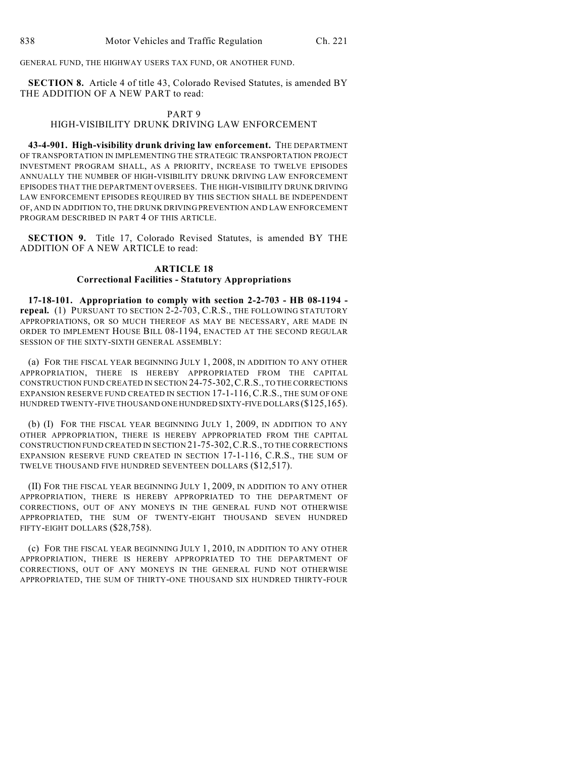GENERAL FUND, THE HIGHWAY USERS TAX FUND, OR ANOTHER FUND.

**SECTION 8.** Article 4 of title 43, Colorado Revised Statutes, is amended BY THE ADDITION OF A NEW PART to read:

PART 9
HIGH-VISIBILITY DRUNK DRIVING LAW ENFORCEMENT

**43-4-901. High-visibility drunk driving law enforcement.** THE DEPARTMENT OF TRANSPORTATION IN IMPLEMENTING THE STRATEGIC TRANSPORTATION PROJECT INVESTMENT PROGRAM SHALL, AS A PRIORITY, INCREASE TO TWELVE EPISODES ANNUALLY THE NUMBER OF HIGH-VISIBILITY DRUNK DRIVING LAW ENFORCEMENT EPISODES THAT THE DEPARTMENT OVERSEES. THE HIGH-VISIBILITY DRUNK DRIVING LAW ENFORCEMENT EPISODES REQUIRED BY THIS SECTION SHALL BE INDEPENDENT OF, AND IN ADDITION TO, THE DRUNK DRIVING PREVENTION AND LAW ENFORCEMENT PROGRAM DESCRIBED IN PART 4 OF THIS ARTICLE.

**SECTION 9.** Title 17, Colorado Revised Statutes, is amended BY THE ADDITION OF A NEW ARTICLE to read:

**ARTICLE 18**
**Correctional Facilities - Statutory Appropriations**

**17-18-101. Appropriation to comply with section 2-2-703 - HB 08-1194 - repeal.** (1) PURSUANT TO SECTION 2-2-703, C.R.S., THE FOLLOWING STATUTORY APPROPRIATIONS, OR SO MUCH THEREOF AS MAY BE NECESSARY, ARE MADE IN ORDER TO IMPLEMENT HOUSE BILL 08-1194, ENACTED AT THE SECOND REGULAR SESSION OF THE SIXTY-SIXTH GENERAL ASSEMBLY:

(a) FOR THE FISCAL YEAR BEGINNING JULY 1, 2008, IN ADDITION TO ANY OTHER APPROPRIATION, THERE IS HEREBY APPROPRIATED FROM THE CAPITAL CONSTRUCTION FUND CREATED IN SECTION 24-75-302, C.R.S., TO THE CORRECTIONS EXPANSION RESERVE FUND CREATED IN SECTION 17-1-116, C.R.S., THE SUM OF ONE HUNDRED TWENTY-FIVE THOUSAND ONE HUNDRED SIXTY-FIVE DOLLARS ($125,165).

(b) (I) FOR THE FISCAL YEAR BEGINNING JULY 1, 2009, IN ADDITION TO ANY OTHER APPROPRIATION, THERE IS HEREBY APPROPRIATED FROM THE CAPITAL CONSTRUCTION FUND CREATED IN SECTION 21-75-302, C.R.S., TO THE CORRECTIONS EXPANSION RESERVE FUND CREATED IN SECTION 17-1-116, C.R.S., THE SUM OF TWELVE THOUSAND FIVE HUNDRED SEVENTEEN DOLLARS ($12,517).

(II) FOR THE FISCAL YEAR BEGINNING JULY 1, 2009, IN ADDITION TO ANY OTHER APPROPRIATION, THERE IS HEREBY APPROPRIATED TO THE DEPARTMENT OF CORRECTIONS, OUT OF ANY MONEYS IN THE GENERAL FUND NOT OTHERWISE APPROPRIATED, THE SUM OF TWENTY-EIGHT THOUSAND SEVEN HUNDRED FIFTY-EIGHT DOLLARS ($28,758).

(c) FOR THE FISCAL YEAR BEGINNING JULY 1, 2010, IN ADDITION TO ANY OTHER APPROPRIATION, THERE IS HEREBY APPROPRIATED TO THE DEPARTMENT OF CORRECTIONS, OUT OF ANY MONEYS IN THE GENERAL FUND NOT OTHERWISE APPROPRIATED, THE SUM OF THIRTY-ONE THOUSAND SIX HUNDRED THIRTY-FOUR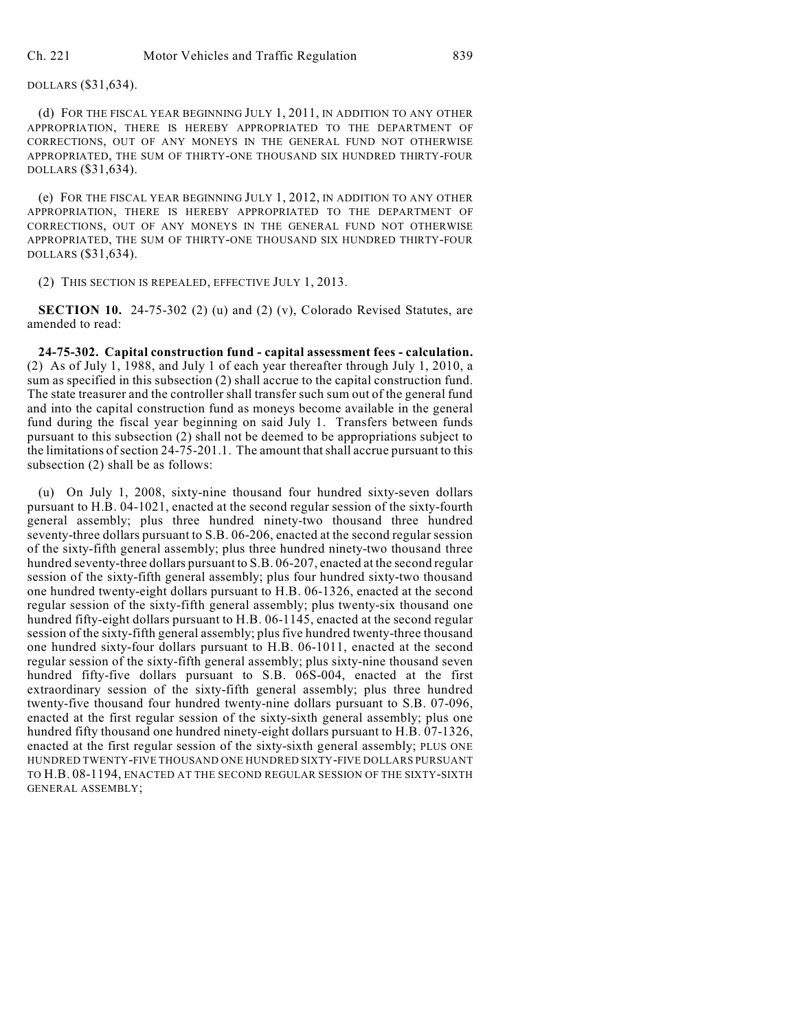DOLLARS ($31,634).

(d) FOR THE FISCAL YEAR BEGINNING JULY 1, 2011, IN ADDITION TO ANY OTHER APPROPRIATION, THERE IS HEREBY APPROPRIATED TO THE DEPARTMENT OF CORRECTIONS, OUT OF ANY MONEYS IN THE GENERAL FUND NOT OTHERWISE APPROPRIATED, THE SUM OF THIRTY-ONE THOUSAND SIX HUNDRED THIRTY-FOUR DOLLARS ($31,634).

(e) FOR THE FISCAL YEAR BEGINNING JULY 1, 2012, IN ADDITION TO ANY OTHER APPROPRIATION, THERE IS HEREBY APPROPRIATED TO THE DEPARTMENT OF CORRECTIONS, OUT OF ANY MONEYS IN THE GENERAL FUND NOT OTHERWISE APPROPRIATED, THE SUM OF THIRTY-ONE THOUSAND SIX HUNDRED THIRTY-FOUR DOLLARS ($31,634).

(2) THIS SECTION IS REPEALED, EFFECTIVE JULY 1, 2013.

**SECTION 10.** 24-75-302 (2) (u) and (2) (v), Colorado Revised Statutes, are amended to read:

**24-75-302. Capital construction fund - capital assessment fees - calculation.** (2) As of July 1, 1988, and July 1 of each year thereafter through July 1, 2010, a sum as specified in this subsection (2) shall accrue to the capital construction fund. The state treasurer and the controller shall transfer such sum out of the general fund and into the capital construction fund as moneys become available in the general fund during the fiscal year beginning on said July 1. Transfers between funds pursuant to this subsection (2) shall not be deemed to be appropriations subject to the limitations of section 24-75-201.1. The amount that shall accrue pursuant to this subsection (2) shall be as follows:

(u) On July 1, 2008, sixty-nine thousand four hundred sixty-seven dollars pursuant to H.B. 04-1021, enacted at the second regular session of the sixty-fourth general assembly; plus three hundred ninety-two thousand three hundred seventy-three dollars pursuant to S.B. 06-206, enacted at the second regular session of the sixty-fifth general assembly; plus three hundred ninety-two thousand three hundred seventy-three dollars pursuant to S.B. 06-207, enacted at the second regular session of the sixty-fifth general assembly; plus four hundred sixty-two thousand one hundred twenty-eight dollars pursuant to H.B. 06-1326, enacted at the second regular session of the sixty-fifth general assembly; plus twenty-six thousand one hundred fifty-eight dollars pursuant to H.B. 06-1145, enacted at the second regular session of the sixty-fifth general assembly; plus five hundred twenty-three thousand one hundred sixty-four dollars pursuant to H.B. 06-1011, enacted at the second regular session of the sixty-fifth general assembly; plus sixty-nine thousand seven hundred fifty-five dollars pursuant to S.B. 06S-004, enacted at the first extraordinary session of the sixty-fifth general assembly; plus three hundred twenty-five thousand four hundred twenty-nine dollars pursuant to S.B. 07-096, enacted at the first regular session of the sixty-sixth general assembly; plus one hundred fifty thousand one hundred ninety-eight dollars pursuant to H.B. 07-1326, enacted at the first regular session of the sixty-sixth general assembly; PLUS ONE HUNDRED TWENTY-FIVE THOUSAND ONE HUNDRED SIXTY-FIVE DOLLARS PURSUANT TO H.B. 08-1194, ENACTED AT THE SECOND REGULAR SESSION OF THE SIXTY-SIXTH GENERAL ASSEMBLY;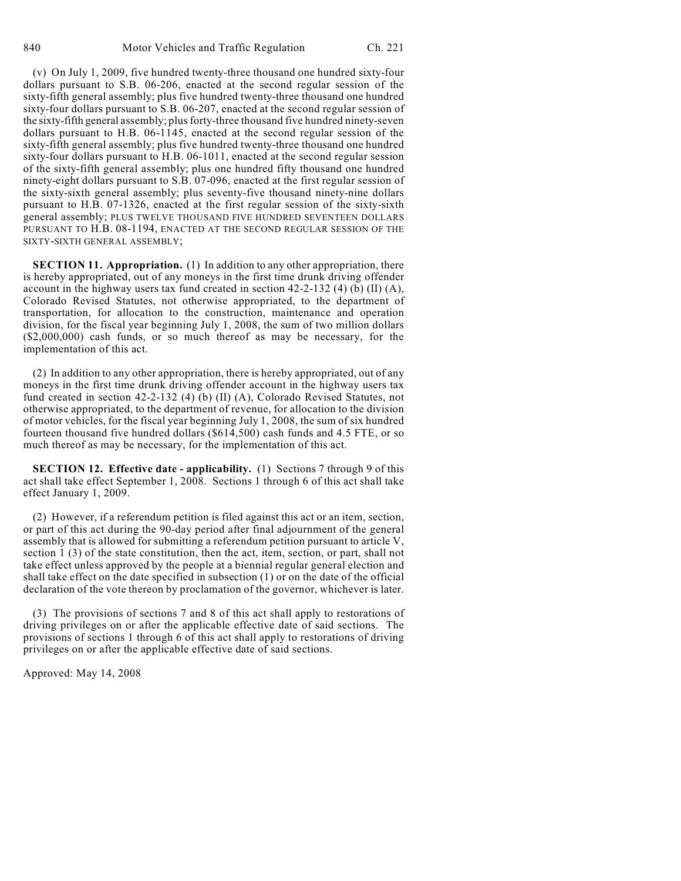(v) On July 1, 2009, five hundred twenty-three thousand one hundred sixty-four dollars pursuant to S.B. 06-206, enacted at the second regular session of the sixty-fifth general assembly; plus five hundred twenty-three thousand one hundred sixty-four dollars pursuant to S.B. 06-207, enacted at the second regular session of the sixty-fifth general assembly; plus forty-three thousand five hundred ninety-seven dollars pursuant to H.B. 06-1145, enacted at the second regular session of the sixty-fifth general assembly; plus five hundred twenty-three thousand one hundred sixty-four dollars pursuant to H.B. 06-1011, enacted at the second regular session of the sixty-fifth general assembly; plus one hundred fifty thousand one hundred ninety-eight dollars pursuant to S.B. 07-096, enacted at the first regular session of the sixty-sixth general assembly; plus seventy-five thousand ninety-nine dollars pursuant to H.B. 07-1326, enacted at the first regular session of the sixty-sixth general assembly; PLUS TWELVE THOUSAND FIVE HUNDRED SEVENTEEN DOLLARS PURSUANT TO H.B. 08-1194, ENACTED AT THE SECOND REGULAR SESSION OF THE SIXTY-SIXTH GENERAL ASSEMBLY;

**SECTION 11. Appropriation.** (1) In addition to any other appropriation, there is hereby appropriated, out of any moneys in the first time drunk driving offender account in the highway users tax fund created in section 42-2-132 (4) (b) (II) (A), Colorado Revised Statutes, not otherwise appropriated, to the department of transportation, for allocation to the construction, maintenance and operation division, for the fiscal year beginning July 1, 2008, the sum of two million dollars ($2,000,000) cash funds, or so much thereof as may be necessary, for the implementation of this act.

(2) In addition to any other appropriation, there is hereby appropriated, out of any moneys in the first time drunk driving offender account in the highway users tax fund created in section 42-2-132 (4) (b) (II) (A), Colorado Revised Statutes, not otherwise appropriated, to the department of revenue, for allocation to the division of motor vehicles, for the fiscal year beginning July 1, 2008, the sum of six hundred fourteen thousand five hundred dollars ($614,500) cash funds and 4.5 FTE, or so much thereof as may be necessary, for the implementation of this act.

**SECTION 12. Effective date - applicability.** (1) Sections 7 through 9 of this act shall take effect September 1, 2008. Sections 1 through 6 of this act shall take effect January 1, 2009.

(2) However, if a referendum petition is filed against this act or an item, section, or part of this act during the 90-day period after final adjournment of the general assembly that is allowed for submitting a referendum petition pursuant to article V, section 1 (3) of the state constitution, then the act, item, section, or part, shall not take effect unless approved by the people at a biennial regular general election and shall take effect on the date specified in subsection (1) or on the date of the official declaration of the vote thereon by proclamation of the governor, whichever is later.

(3) The provisions of sections 7 and 8 of this act shall apply to restorations of driving privileges on or after the applicable effective date of said sections. The provisions of sections 1 through 6 of this act shall apply to restorations of driving privileges on or after the applicable effective date of said sections.

Approved: May 14, 2008